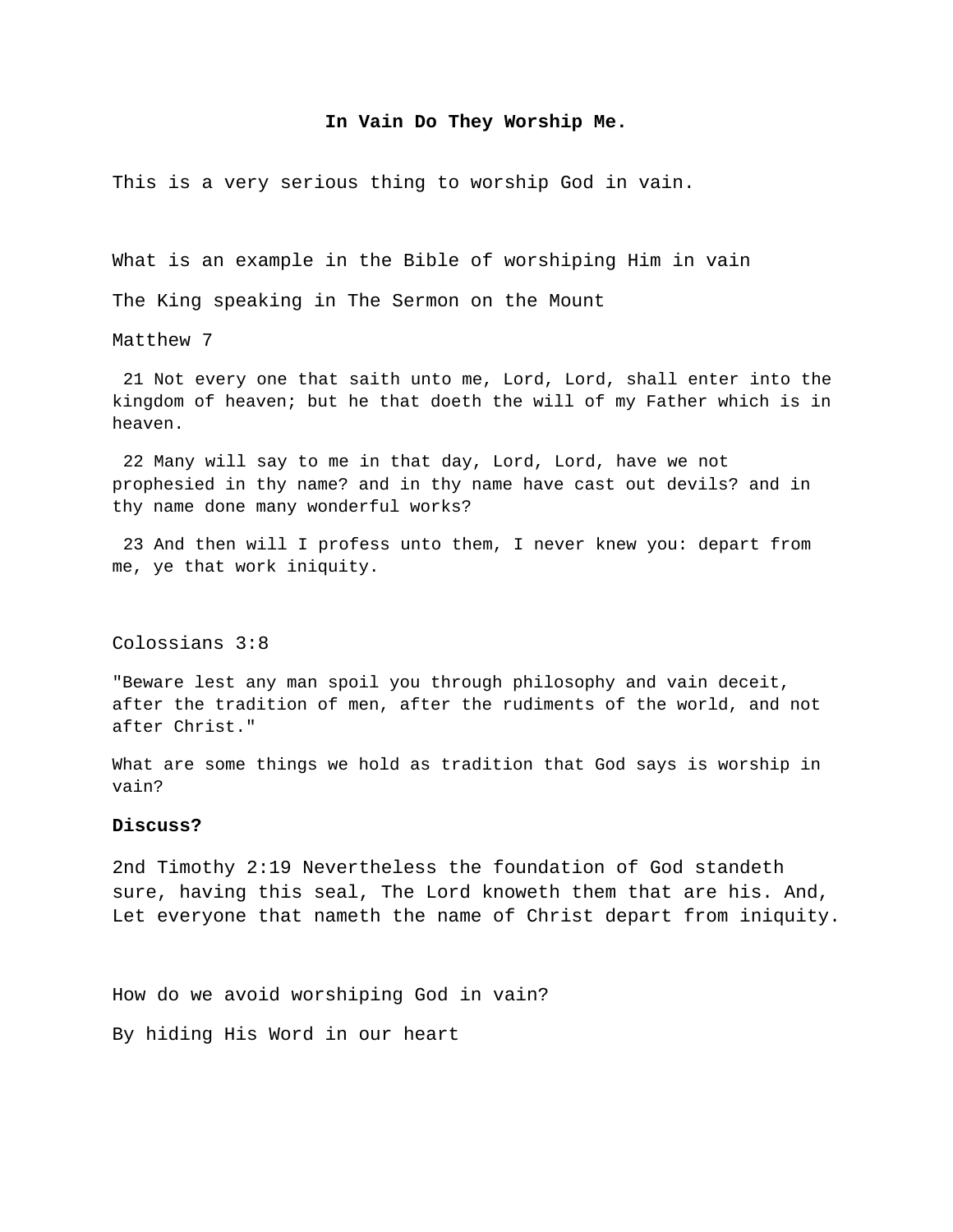# In Vain Do They Worship Me.

This is a very serious thing to worship God in vain.

What is an example in the Bible of worshiping Him in vain

The King speaking in The Sermon on the Mount

Matthew 7

21 Not every one that saith unto me, Lord, Lord, shall enter into the kingdom of heaven; but he that doeth the will of my Father which is in heaven.

22 Many will say to me in that day, Lord, Lord, have we not prophesied in thy name? and in thy name have cast out devils? and in thy name done many wonderful works?

23 And then will I profess unto them, I never knew you: depart from me, ye that work iniquity.

Colossians 3:8

"Beware lest any man spoil you through philosophy and vain deceit, after the tradition of men, after the rudiments of the world, and not after Christ."

What are some things we hold as tradition that God says is worship in vain?

**Discuss?**

2nd Timothy 2:19 Nevertheless the foundation of God standeth sure, having this seal, The Lord knoweth them that are his. And, Let everyone that nameth the name of Christ depart from iniquity.

How do we avoid worshiping God in vain?

By hiding His Word in our heart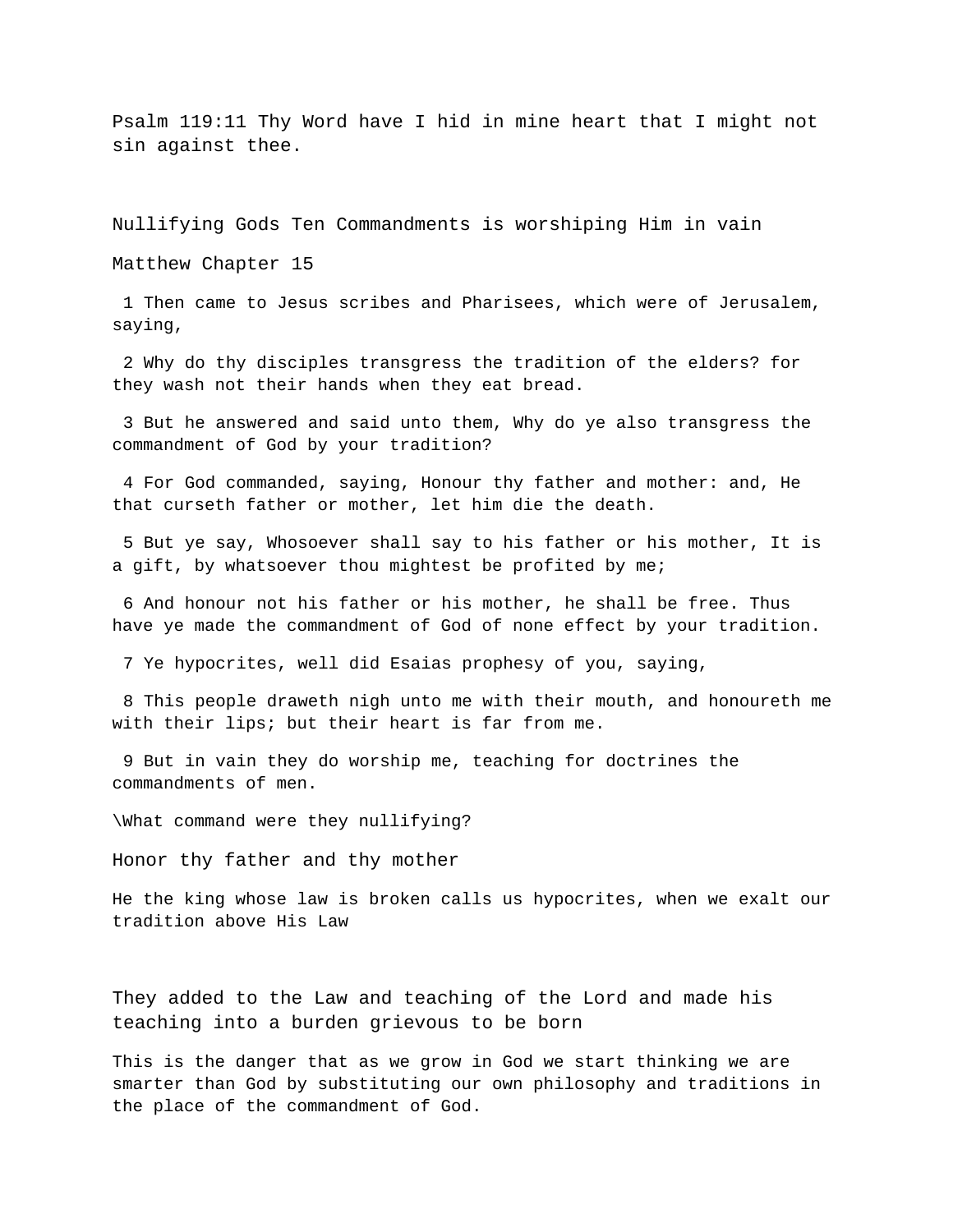Psalm 119:11 Thy Word have I hid in mine heart that I might not sin against thee.

Nullifying Gods Ten Commandments is worshiping Him in vain

Matthew Chapter 15

1 Then came to Jesus scribes and Pharisees, which were of Jerusalem, saying,

2 Why do thy disciples transgress the tradition of the elders? for they wash not their hands when they eat bread.

3 But he answered and said unto them, Why do ye also transgress the commandment of God by your tradition?

4 For God commanded, saying, Honour thy father and mother: and, He that curseth father or mother, let him die the death.

5 But ye say, Whosoever shall say to his father or his mother, It is a gift, by whatsoever thou mightest be profited by me;

6 And honour not his father or his mother, he shall be free. Thus have ye made the commandment of God of none effect by your tradition.

7 Ye hypocrites, well did Esaias prophesy of you, saying,

8 This people draweth nigh unto me with their mouth, and honoureth me with their lips; but their heart is far from me.

9 But in vain they do worship me, teaching for doctrines the commandments of men.

\What command were they nullifying?

Honor thy father and thy mother

He the king whose law is broken calls us hypocrites, when we exalt our tradition above His Law

They added to the Law and teaching of the Lord and made his teaching into a burden grievous to be born

This is the danger that as we grow in God we start thinking we are smarter than God by substituting our own philosophy and traditions in the place of the commandment of God.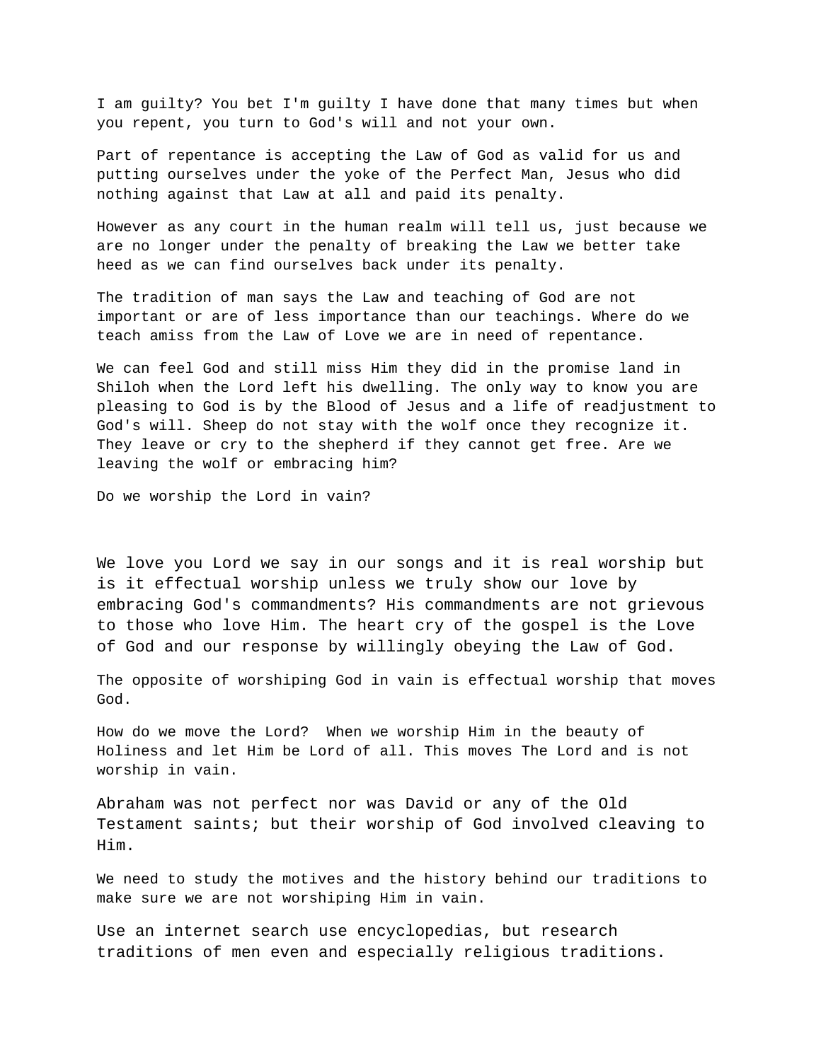I am guilty? You bet I'm guilty I have done that many times but when you repent, you turn to God's will and not your own.

Part of repentance is accepting the Law of God as valid for us and putting ourselves under the yoke of the Perfect Man, Jesus who did nothing against that Law at all and paid its penalty.

However as any court in the human realm will tell us, just because we are no longer under the penalty of breaking the Law we better take heed as we can find ourselves back under its penalty.

The tradition of man says the Law and teaching of God are not important or are of less importance than our teachings. Where do we teach amiss from the Law of Love we are in need of repentance.

We can feel God and still miss Him they did in the promise land in Shiloh when the Lord left his dwelling. The only way to know you are pleasing to God is by the Blood of Jesus and a life of readjustment to God's will. Sheep do not stay with the wolf once they recognize it. They leave or cry to the shepherd if they cannot get free. Are we leaving the wolf or embracing him?

Do we worship the Lord in vain?

We love you Lord we say in our songs and it is real worship but is it effectual worship unless we truly show our love by embracing God's commandments? His commandments are not grievous to those who love Him. The heart cry of the gospel is the Love of God and our response by willingly obeying the Law of God.

The opposite of worshiping God in vain is effectual worship that moves God.

How do we move the Lord? When we worship Him in the beauty of Holiness and let Him be Lord of all. This moves The Lord and is not worship in vain.

Abraham was not perfect nor was David or any of the Old Testament saints; but their worship of God involved cleaving to Him.

We need to study the motives and the history behind our traditions to make sure we are not worshiping Him in vain.

Use an internet search use encyclopedias, but research traditions of men even and especially religious traditions.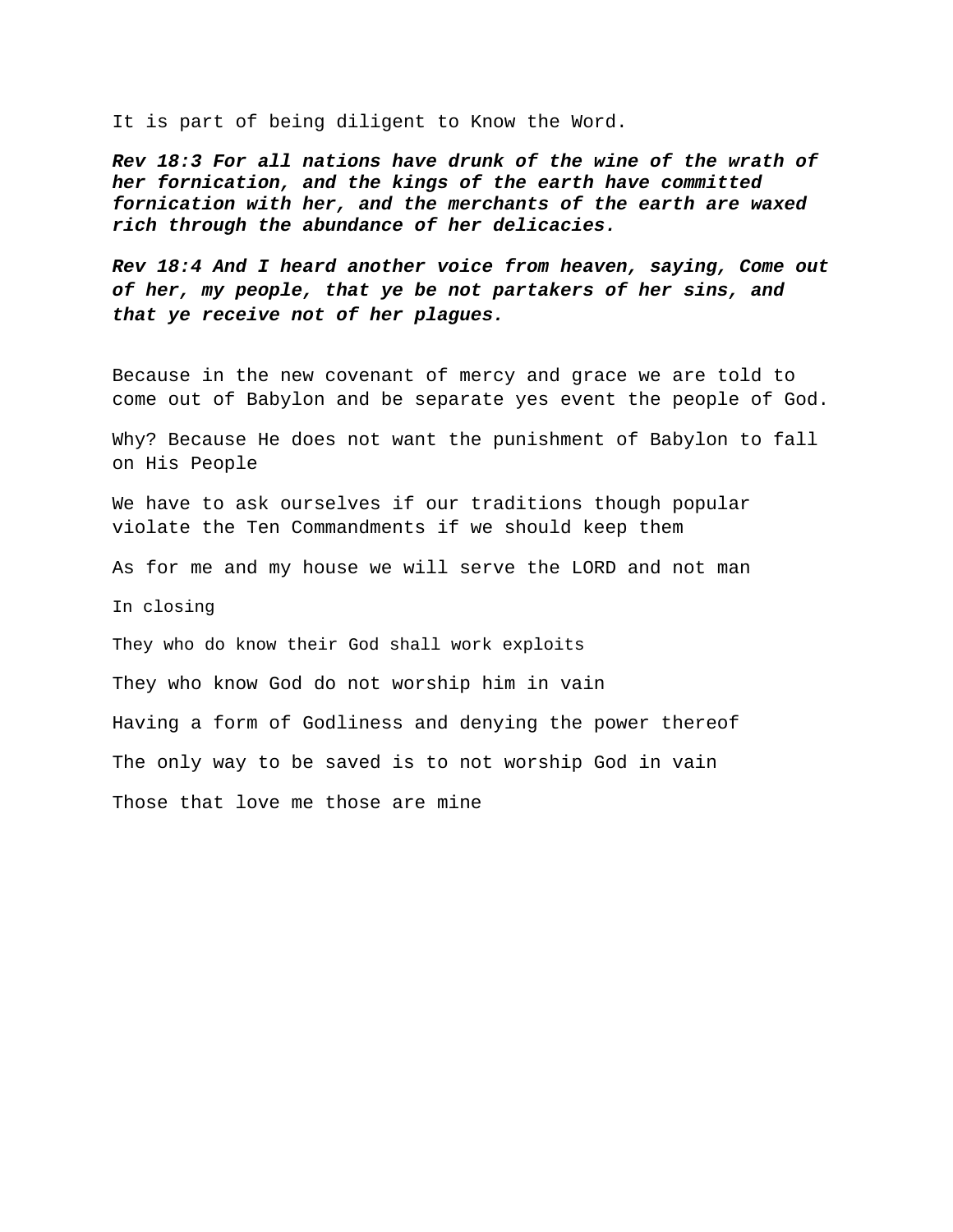It is part of being diligent to Know the Word.

***Rev 18:3 For all nations have drunk of the wine of the wrath of her fornication, and the kings of the earth have committed fornication with her, and the merchants of the earth are waxed rich through the abundance of her delicacies.***

***Rev 18:4 And I heard another voice from heaven, saying, Come out of her, my people, that ye be not partakers of her sins, and that ye receive not of her plagues.***

Because in the new covenant of mercy and grace we are told to come out of Babylon and be separate yes event the people of God.

Why? Because He does not want the punishment of Babylon to fall on His People

We have to ask ourselves if our traditions though popular violate the Ten Commandments if we should keep them

As for me and my house we will serve the LORD and not man

In closing

They who do know their God shall work exploits

They who know God do not worship him in vain

Having a form of Godliness and denying the power thereof

The only way to be saved is to not worship God in vain

Those that love me those are mine